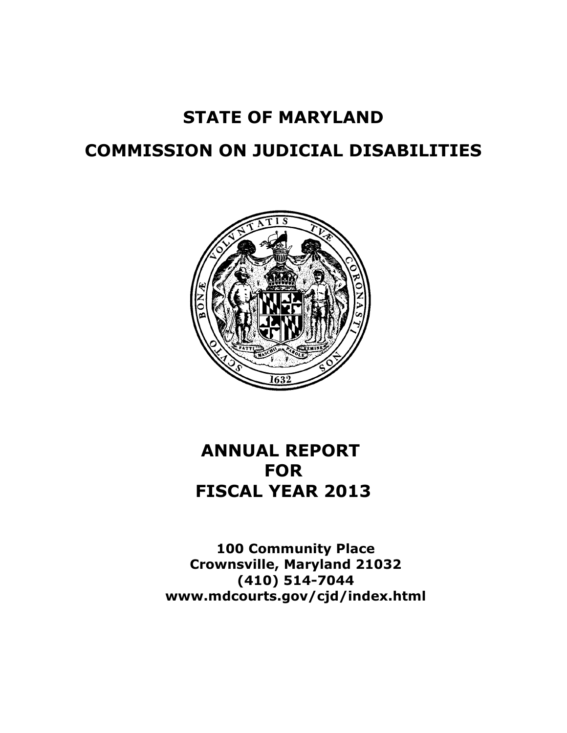# STATE OF MARYLAND

# COMMISSION ON JUDICIAL DISABILITIES

# ANNUAL REPORT FOR FISCAL YEAR 2013

**100 Community Place**
**Crownsville, Maryland 21032**
**(410) 514-7044**
**www.mdcourts.gov/cjd/index.html**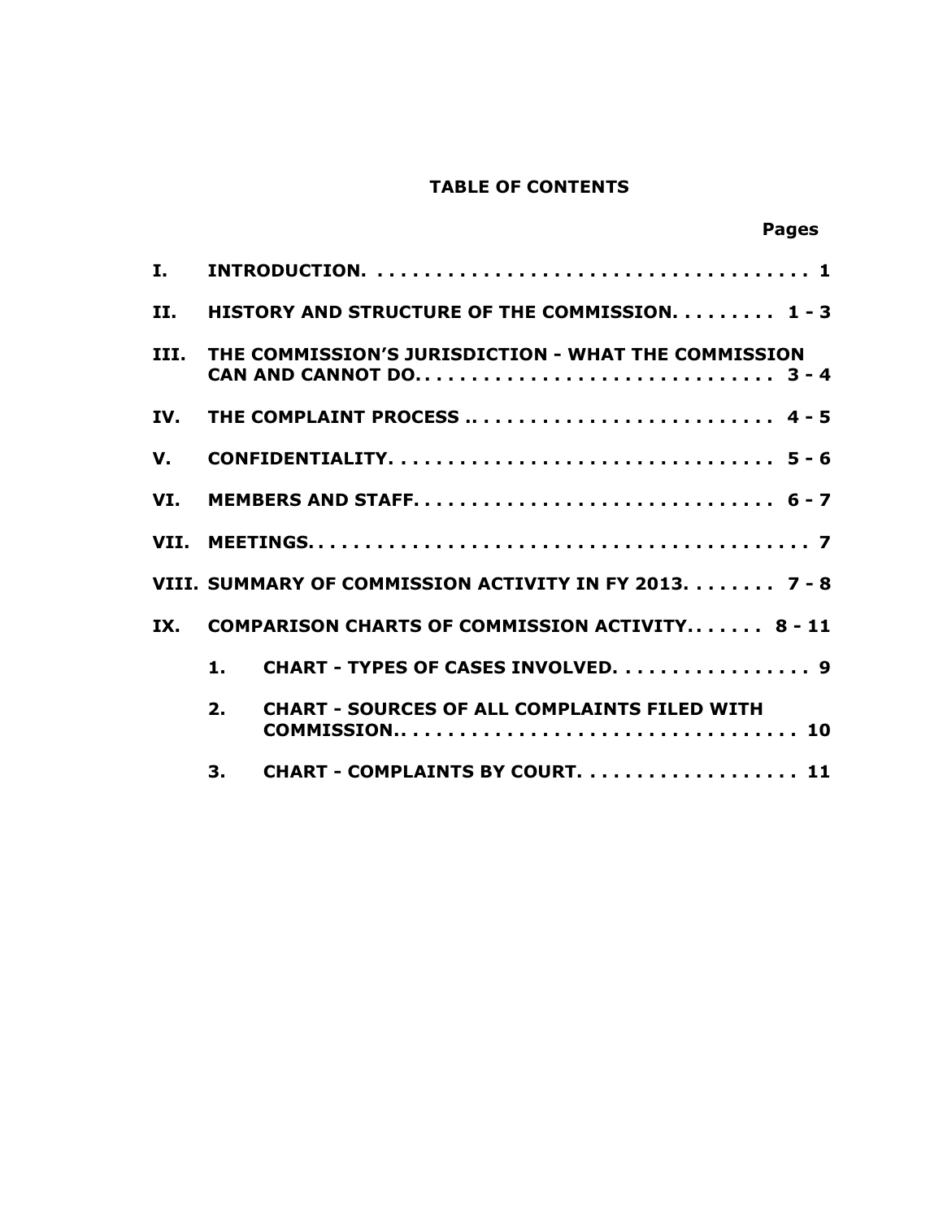## TABLE OF CONTENTS

| | | Pages |
|---|---|---|
| I. | INTRODUCTION | 1 |
| II. | HISTORY AND STRUCTURE OF THE COMMISSION | 1 - 3 |
| III. | THE COMMISSION'S JURISDICTION - WHAT THE COMMISSION CAN AND CANNOT DO | 3 - 4 |
| IV. | THE COMPLAINT PROCESS | 4 - 5 |
| V. | CONFIDENTIALITY | 5 - 6 |
| VI. | MEMBERS AND STAFF | 6 - 7 |
| VII. | MEETINGS | 7 |
| VIII. | SUMMARY OF COMMISSION ACTIVITY IN FY 2013 | 7 - 8 |
| IX. | COMPARISON CHARTS OF COMMISSION ACTIVITY | 8 - 11 |
| | 1. CHART - TYPES OF CASES INVOLVED | 9 |
| | 2. CHART - SOURCES OF ALL COMPLAINTS FILED WITH COMMISSION | 10 |
| | 3. CHART - COMPLAINTS BY COURT | 11 |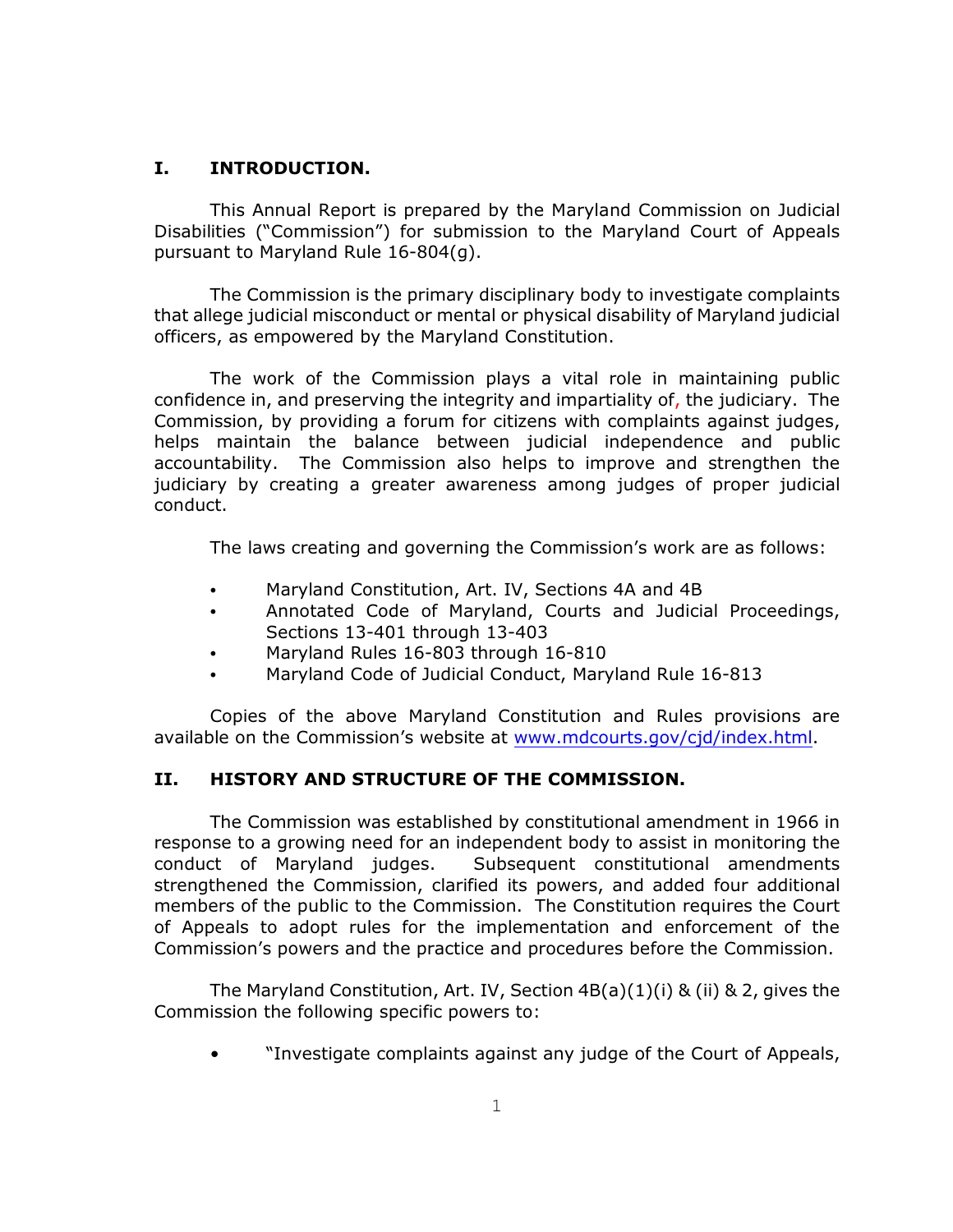## I. INTRODUCTION.

This Annual Report is prepared by the Maryland Commission on Judicial Disabilities ("Commission") for submission to the Maryland Court of Appeals pursuant to Maryland Rule 16-804(g).

The Commission is the primary disciplinary body to investigate complaints that allege judicial misconduct or mental or physical disability of Maryland judicial officers, as empowered by the Maryland Constitution.

The work of the Commission plays a vital role in maintaining public confidence in, and preserving the integrity and impartiality of, the judiciary. The Commission, by providing a forum for citizens with complaints against judges, helps maintain the balance between judicial independence and public accountability. The Commission also helps to improve and strengthen the judiciary by creating a greater awareness among judges of proper judicial conduct.

The laws creating and governing the Commission's work are as follows:

- Maryland Constitution, Art. IV, Sections 4A and 4B
- Annotated Code of Maryland, Courts and Judicial Proceedings, Sections 13-401 through 13-403
- Maryland Rules 16-803 through 16-810
- Maryland Code of Judicial Conduct, Maryland Rule 16-813

Copies of the above Maryland Constitution and Rules provisions are available on the Commission's website at www.mdcourts.gov/cjd/index.html.

## II. HISTORY AND STRUCTURE OF THE COMMISSION.

The Commission was established by constitutional amendment in 1966 in response to a growing need for an independent body to assist in monitoring the conduct of Maryland judges. Subsequent constitutional amendments strengthened the Commission, clarified its powers, and added four additional members of the public to the Commission. The Constitution requires the Court of Appeals to adopt rules for the implementation and enforcement of the Commission's powers and the practice and procedures before the Commission.

The Maryland Constitution, Art. IV, Section 4B(a)(1)(i) & (ii) & 2, gives the Commission the following specific powers to:

- "Investigate complaints against any judge of the Court of Appeals,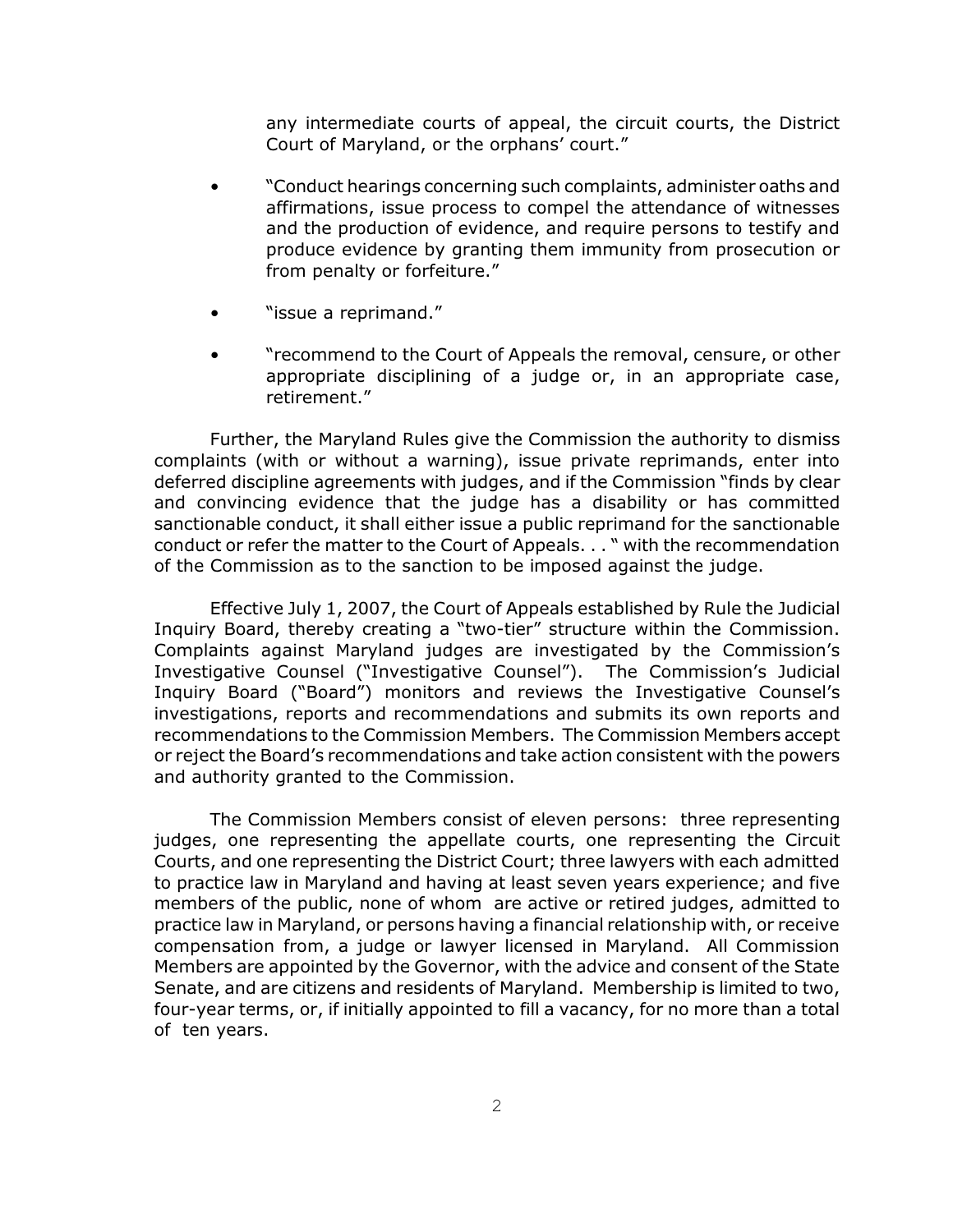any intermediate courts of appeal, the circuit courts, the District Court of Maryland, or the orphans' court."

- "Conduct hearings concerning such complaints, administer oaths and affirmations, issue process to compel the attendance of witnesses and the production of evidence, and require persons to testify and produce evidence by granting them immunity from prosecution or from penalty or forfeiture."

- "issue a reprimand."

- "recommend to the Court of Appeals the removal, censure, or other appropriate disciplining of a judge or, in an appropriate case, retirement."

Further, the Maryland Rules give the Commission the authority to dismiss complaints (with or without a warning), issue private reprimands, enter into deferred discipline agreements with judges, and if the Commission "finds by clear and convincing evidence that the judge has a disability or has committed sanctionable conduct, it shall either issue a public reprimand for the sanctionable conduct or refer the matter to the Court of Appeals. . . " with the recommendation of the Commission as to the sanction to be imposed against the judge.

Effective July 1, 2007, the Court of Appeals established by Rule the Judicial Inquiry Board, thereby creating a "two-tier" structure within the Commission. Complaints against Maryland judges are investigated by the Commission's Investigative Counsel ("Investigative Counsel"). The Commission's Judicial Inquiry Board ("Board") monitors and reviews the Investigative Counsel's investigations, reports and recommendations and submits its own reports and recommendations to the Commission Members. The Commission Members accept or reject the Board's recommendations and take action consistent with the powers and authority granted to the Commission.

The Commission Members consist of eleven persons: three representing judges, one representing the appellate courts, one representing the Circuit Courts, and one representing the District Court; three lawyers with each admitted to practice law in Maryland and having at least seven years experience; and five members of the public, none of whom are active or retired judges, admitted to practice law in Maryland, or persons having a financial relationship with, or receive compensation from, a judge or lawyer licensed in Maryland. All Commission Members are appointed by the Governor, with the advice and consent of the State Senate, and are citizens and residents of Maryland. Membership is limited to two, four-year terms, or, if initially appointed to fill a vacancy, for no more than a total of ten years.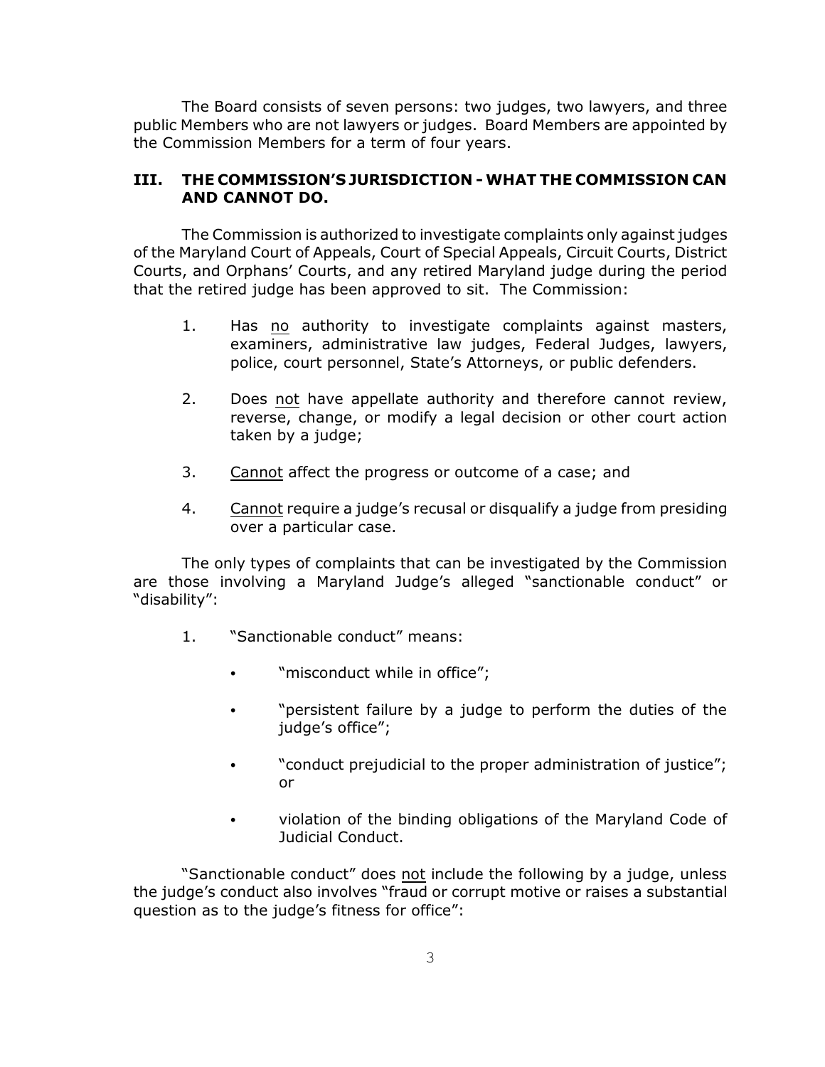The Board consists of seven persons: two judges, two lawyers, and three public Members who are not lawyers or judges. Board Members are appointed by the Commission Members for a term of four years.

## III. THE COMMISSION'S JURISDICTION - WHAT THE COMMISSION CAN AND CANNOT DO.

The Commission is authorized to investigate complaints only against judges of the Maryland Court of Appeals, Court of Special Appeals, Circuit Courts, District Courts, and Orphans' Courts, and any retired Maryland judge during the period that the retired judge has been approved to sit. The Commission:

1. Has no authority to investigate complaints against masters, examiners, administrative law judges, Federal Judges, lawyers, police, court personnel, State's Attorneys, or public defenders.

2. Does not have appellate authority and therefore cannot review, reverse, change, or modify a legal decision or other court action taken by a judge;

3. Cannot affect the progress or outcome of a case; and

4. Cannot require a judge's recusal or disqualify a judge from presiding over a particular case.

The only types of complaints that can be investigated by the Commission are those involving a Maryland Judge's alleged "sanctionable conduct" or "disability":

1. "Sanctionable conduct" means:

   - "misconduct while in office";

   - "persistent failure by a judge to perform the duties of the judge's office";

   - "conduct prejudicial to the proper administration of justice"; or

   - violation of the binding obligations of the Maryland Code of Judicial Conduct.

"Sanctionable conduct" does not include the following by a judge, unless the judge's conduct also involves "fraud or corrupt motive or raises a substantial question as to the judge's fitness for office":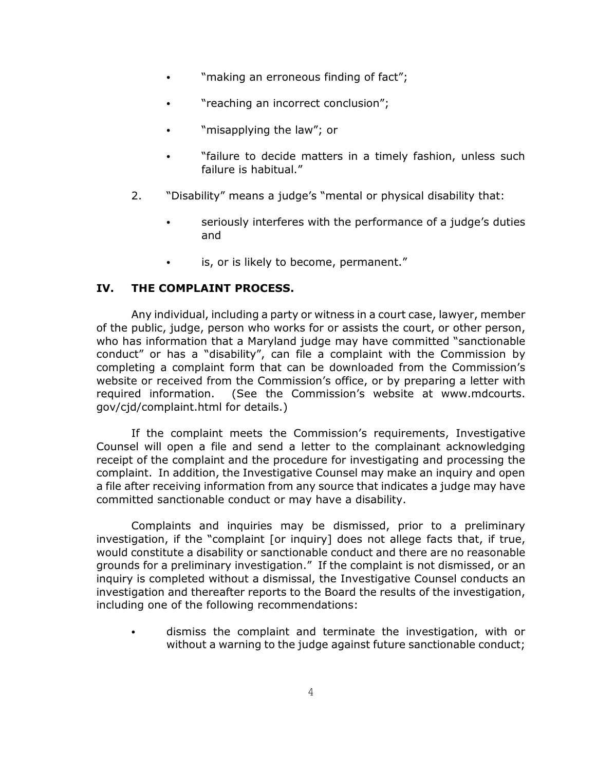- "making an erroneous finding of fact";
- "reaching an incorrect conclusion";
- "misapplying the law"; or
- "failure to decide matters in a timely fashion, unless such failure is habitual."

2. "Disability" means a judge's "mental or physical disability that:
   - seriously interferes with the performance of a judge's duties and
   - is, or is likely to become, permanent."

## IV. THE COMPLAINT PROCESS.

Any individual, including a party or witness in a court case, lawyer, member of the public, judge, person who works for or assists the court, or other person, who has information that a Maryland judge may have committed "sanctionable conduct" or has a "disability", can file a complaint with the Commission by completing a complaint form that can be downloaded from the Commission's website or received from the Commission's office, or by preparing a letter with required information. (See the Commission's website at www.mdcourts.gov/cjd/complaint.html for details.)

If the complaint meets the Commission's requirements, Investigative Counsel will open a file and send a letter to the complainant acknowledging receipt of the complaint and the procedure for investigating and processing the complaint. In addition, the Investigative Counsel may make an inquiry and open a file after receiving information from any source that indicates a judge may have committed sanctionable conduct or may have a disability.

Complaints and inquiries may be dismissed, prior to a preliminary investigation, if the "complaint [or inquiry] does not allege facts that, if true, would constitute a disability or sanctionable conduct and there are no reasonable grounds for a preliminary investigation." If the complaint is not dismissed, or an inquiry is completed without a dismissal, the Investigative Counsel conducts an investigation and thereafter reports to the Board the results of the investigation, including one of the following recommendations:

- dismiss the complaint and terminate the investigation, with or without a warning to the judge against future sanctionable conduct;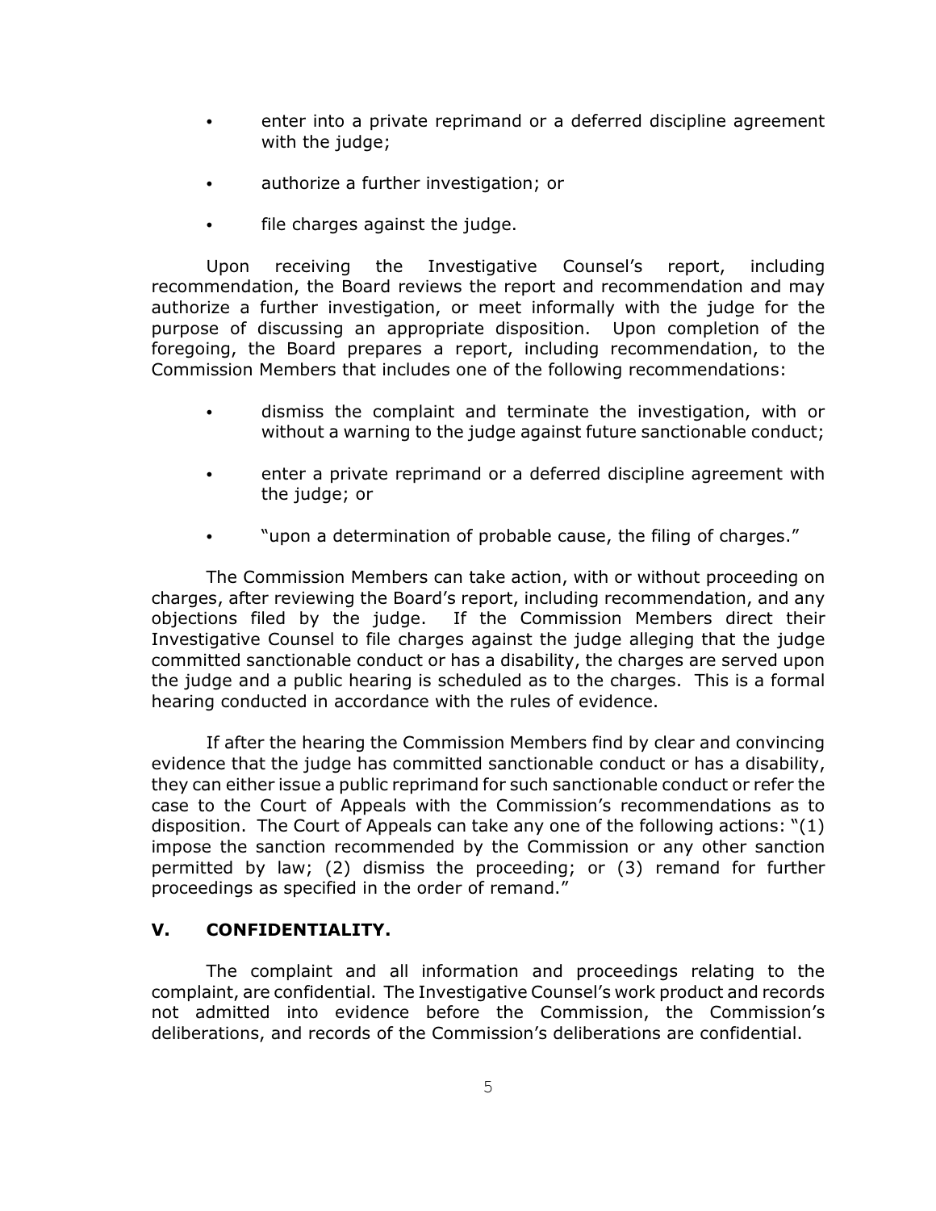- enter into a private reprimand or a deferred discipline agreement with the judge;
- authorize a further investigation; or
- file charges against the judge.

Upon receiving the Investigative Counsel's report, including recommendation, the Board reviews the report and recommendation and may authorize a further investigation, or meet informally with the judge for the purpose of discussing an appropriate disposition. Upon completion of the foregoing, the Board prepares a report, including recommendation, to the Commission Members that includes one of the following recommendations:

- dismiss the complaint and terminate the investigation, with or without a warning to the judge against future sanctionable conduct;
- enter a private reprimand or a deferred discipline agreement with the judge; or
- "upon a determination of probable cause, the filing of charges."

The Commission Members can take action, with or without proceeding on charges, after reviewing the Board's report, including recommendation, and any objections filed by the judge. If the Commission Members direct their Investigative Counsel to file charges against the judge alleging that the judge committed sanctionable conduct or has a disability, the charges are served upon the judge and a public hearing is scheduled as to the charges. This is a formal hearing conducted in accordance with the rules of evidence.

If after the hearing the Commission Members find by clear and convincing evidence that the judge has committed sanctionable conduct or has a disability, they can either issue a public reprimand for such sanctionable conduct or refer the case to the Court of Appeals with the Commission's recommendations as to disposition. The Court of Appeals can take any one of the following actions: "(1) impose the sanction recommended by the Commission or any other sanction permitted by law; (2) dismiss the proceeding; or (3) remand for further proceedings as specified in the order of remand."

## V. CONFIDENTIALITY.

The complaint and all information and proceedings relating to the complaint, are confidential. The Investigative Counsel's work product and records not admitted into evidence before the Commission, the Commission's deliberations, and records of the Commission's deliberations are confidential.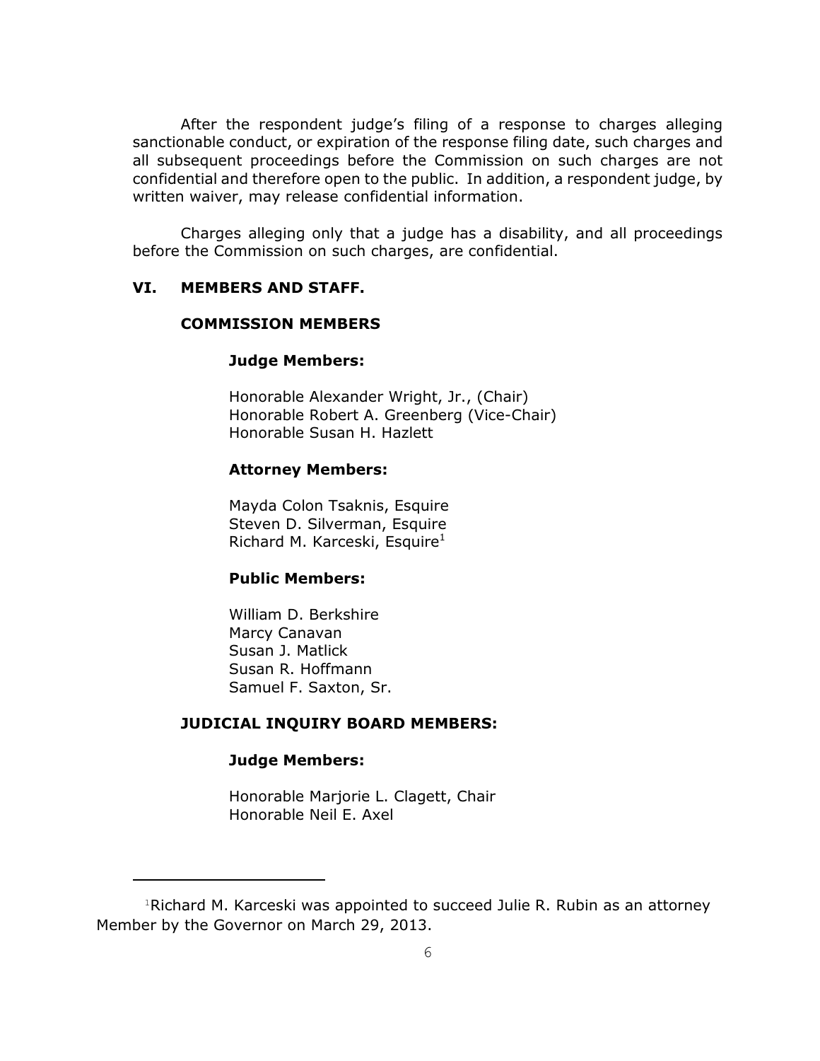After the respondent judge's filing of a response to charges alleging sanctionable conduct, or expiration of the response filing date, such charges and all subsequent proceedings before the Commission on such charges are not confidential and therefore open to the public. In addition, a respondent judge, by written waiver, may release confidential information.

Charges alleging only that a judge has a disability, and all proceedings before the Commission on such charges, are confidential.

## VI. MEMBERS AND STAFF.

### COMMISSION MEMBERS

#### Judge Members:

Honorable Alexander Wright, Jr., (Chair)
Honorable Robert A. Greenberg (Vice-Chair)
Honorable Susan H. Hazlett

#### Attorney Members:

Mayda Colon Tsaknis, Esquire
Steven D. Silverman, Esquire
Richard M. Karceski, Esquire[1]

#### Public Members:

William D. Berkshire
Marcy Canavan
Susan J. Matlick
Susan R. Hoffmann
Samuel F. Saxton, Sr.

### JUDICIAL INQUIRY BOARD MEMBERS:

#### Judge Members:

Honorable Marjorie L. Clagett, Chair
Honorable Neil E. Axel

---

[1] Richard M. Karceski was appointed to succeed Julie R. Rubin as an attorney Member by the Governor on March 29, 2013.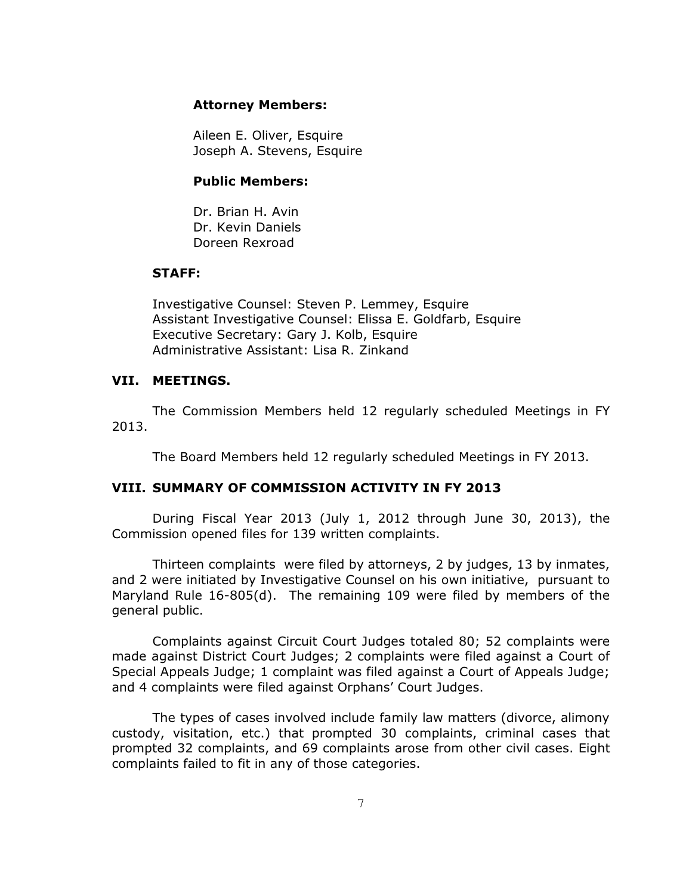**Attorney Members:**

Aileen E. Oliver, Esquire
Joseph A. Stevens, Esquire

**Public Members:**

Dr. Brian H. Avin
Dr. Kevin Daniels
Doreen Rexroad

**STAFF:**

Investigative Counsel: Steven P. Lemmey, Esquire
Assistant Investigative Counsel: Elissa E. Goldfarb, Esquire
Executive Secretary: Gary J. Kolb, Esquire
Administrative Assistant: Lisa R. Zinkand

## VII. MEETINGS.

The Commission Members held 12 regularly scheduled Meetings in FY 2013.

The Board Members held 12 regularly scheduled Meetings in FY 2013.

## VIII. SUMMARY OF COMMISSION ACTIVITY IN FY 2013

During Fiscal Year 2013 (July 1, 2012 through June 30, 2013), the Commission opened files for 139 written complaints.

Thirteen complaints were filed by attorneys, 2 by judges, 13 by inmates, and 2 were initiated by Investigative Counsel on his own initiative, pursuant to Maryland Rule 16-805(d). The remaining 109 were filed by members of the general public.

Complaints against Circuit Court Judges totaled 80; 52 complaints were made against District Court Judges; 2 complaints were filed against a Court of Special Appeals Judge; 1 complaint was filed against a Court of Appeals Judge; and 4 complaints were filed against Orphans' Court Judges.

The types of cases involved include family law matters (divorce, alimony custody, visitation, etc.) that prompted 30 complaints, criminal cases that prompted 32 complaints, and 69 complaints arose from other civil cases. Eight complaints failed to fit in any of those categories.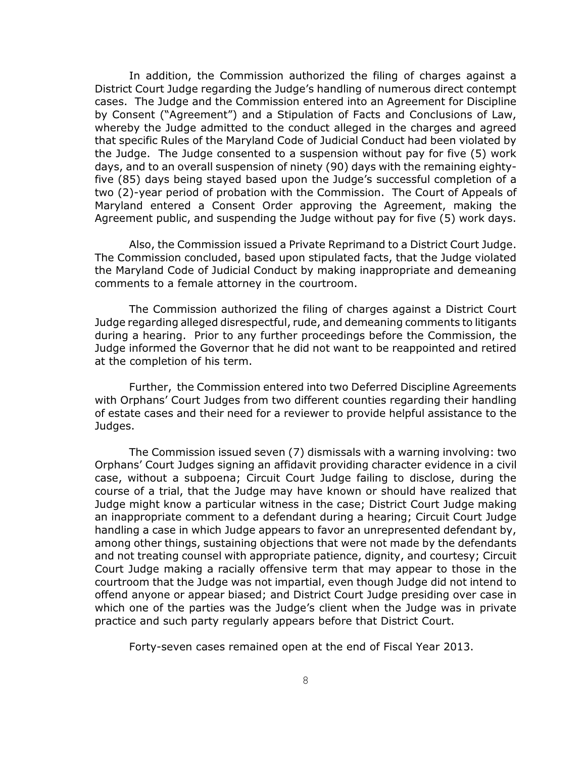In addition, the Commission authorized the filing of charges against a District Court Judge regarding the Judge's handling of numerous direct contempt cases. The Judge and the Commission entered into an Agreement for Discipline by Consent ("Agreement") and a Stipulation of Facts and Conclusions of Law, whereby the Judge admitted to the conduct alleged in the charges and agreed that specific Rules of the Maryland Code of Judicial Conduct had been violated by the Judge. The Judge consented to a suspension without pay for five (5) work days, and to an overall suspension of ninety (90) days with the remaining eighty-five (85) days being stayed based upon the Judge's successful completion of a two (2)-year period of probation with the Commission. The Court of Appeals of Maryland entered a Consent Order approving the Agreement, making the Agreement public, and suspending the Judge without pay for five (5) work days.

Also, the Commission issued a Private Reprimand to a District Court Judge. The Commission concluded, based upon stipulated facts, that the Judge violated the Maryland Code of Judicial Conduct by making inappropriate and demeaning comments to a female attorney in the courtroom.

The Commission authorized the filing of charges against a District Court Judge regarding alleged disrespectful, rude, and demeaning comments to litigants during a hearing. Prior to any further proceedings before the Commission, the Judge informed the Governor that he did not want to be reappointed and retired at the completion of his term.

Further, the Commission entered into two Deferred Discipline Agreements with Orphans' Court Judges from two different counties regarding their handling of estate cases and their need for a reviewer to provide helpful assistance to the Judges.

The Commission issued seven (7) dismissals with a warning involving: two Orphans' Court Judges signing an affidavit providing character evidence in a civil case, without a subpoena; Circuit Court Judge failing to disclose, during the course of a trial, that the Judge may have known or should have realized that Judge might know a particular witness in the case; District Court Judge making an inappropriate comment to a defendant during a hearing; Circuit Court Judge handling a case in which Judge appears to favor an unrepresented defendant by, among other things, sustaining objections that were not made by the defendants and not treating counsel with appropriate patience, dignity, and courtesy; Circuit Court Judge making a racially offensive term that may appear to those in the courtroom that the Judge was not impartial, even though Judge did not intend to offend anyone or appear biased; and District Court Judge presiding over case in which one of the parties was the Judge's client when the Judge was in private practice and such party regularly appears before that District Court.

Forty-seven cases remained open at the end of Fiscal Year 2013.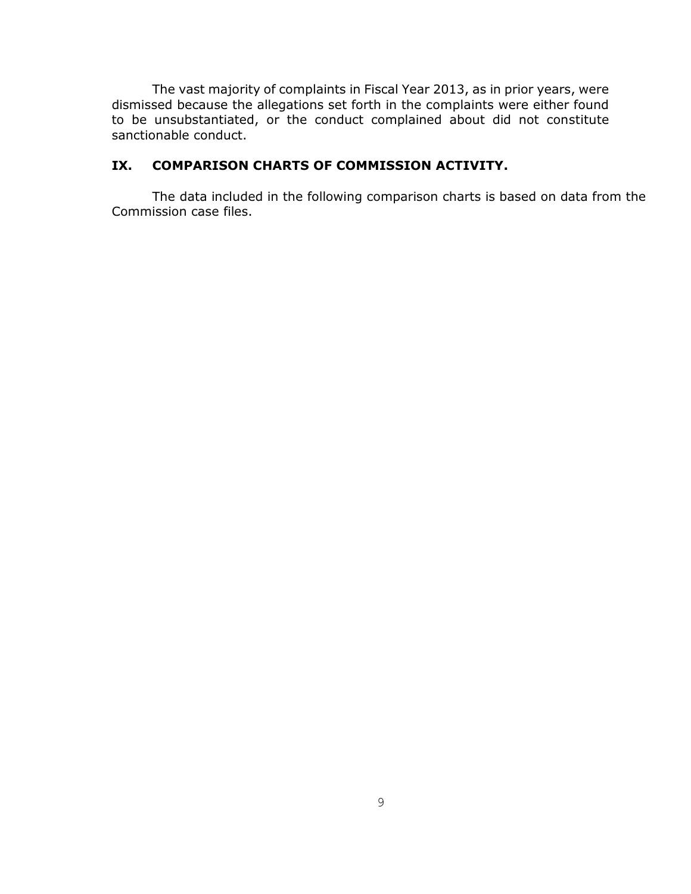The vast majority of complaints in Fiscal Year 2013, as in prior years, were dismissed because the allegations set forth in the complaints were either found to be unsubstantiated, or the conduct complained about did not constitute sanctionable conduct.

## IX. COMPARISON CHARTS OF COMMISSION ACTIVITY.

The data included in the following comparison charts is based on data from the Commission case files.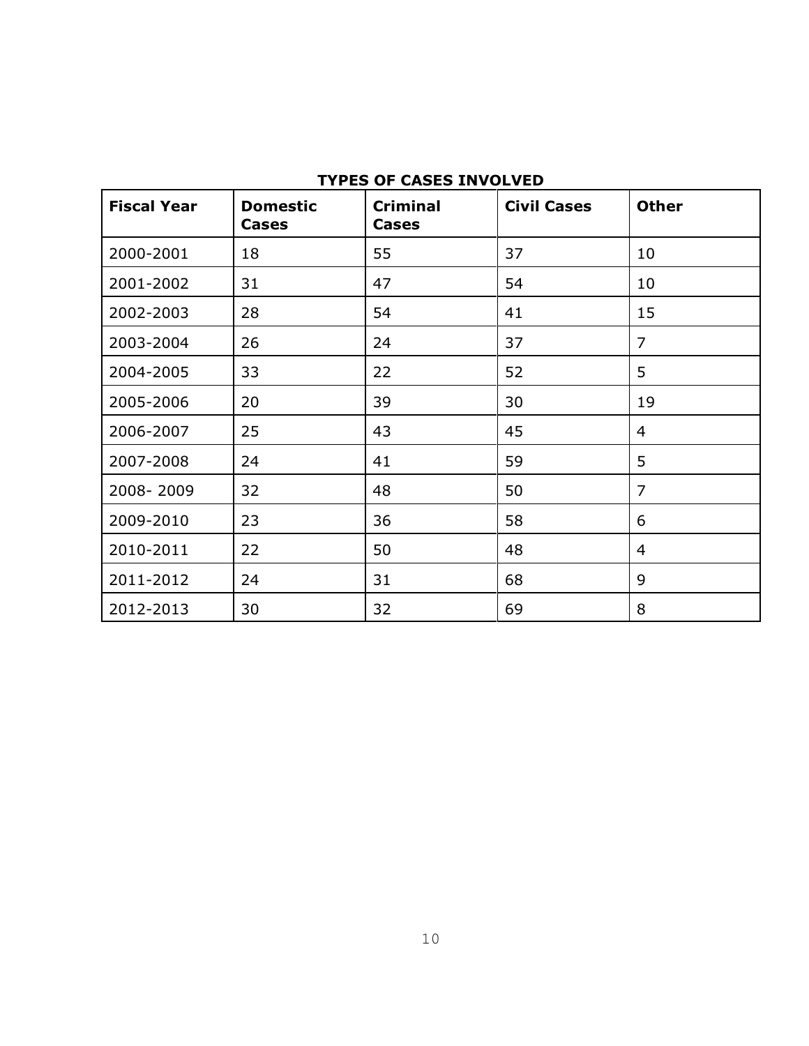**TYPES OF CASES INVOLVED**

| Fiscal Year | Domestic Cases | Criminal Cases | Civil Cases | Other |
|---|---|---|---|---|
| 2000-2001 | 18 | 55 | 37 | 10 |
| 2001-2002 | 31 | 47 | 54 | 10 |
| 2002-2003 | 28 | 54 | 41 | 15 |
| 2003-2004 | 26 | 24 | 37 | 7 |
| 2004-2005 | 33 | 22 | 52 | 5 |
| 2005-2006 | 20 | 39 | 30 | 19 |
| 2006-2007 | 25 | 43 | 45 | 4 |
| 2007-2008 | 24 | 41 | 59 | 5 |
| 2008- 2009 | 32 | 48 | 50 | 7 |
| 2009-2010 | 23 | 36 | 58 | 6 |
| 2010-2011 | 22 | 50 | 48 | 4 |
| 2011-2012 | 24 | 31 | 68 | 9 |
| 2012-2013 | 30 | 32 | 69 | 8 |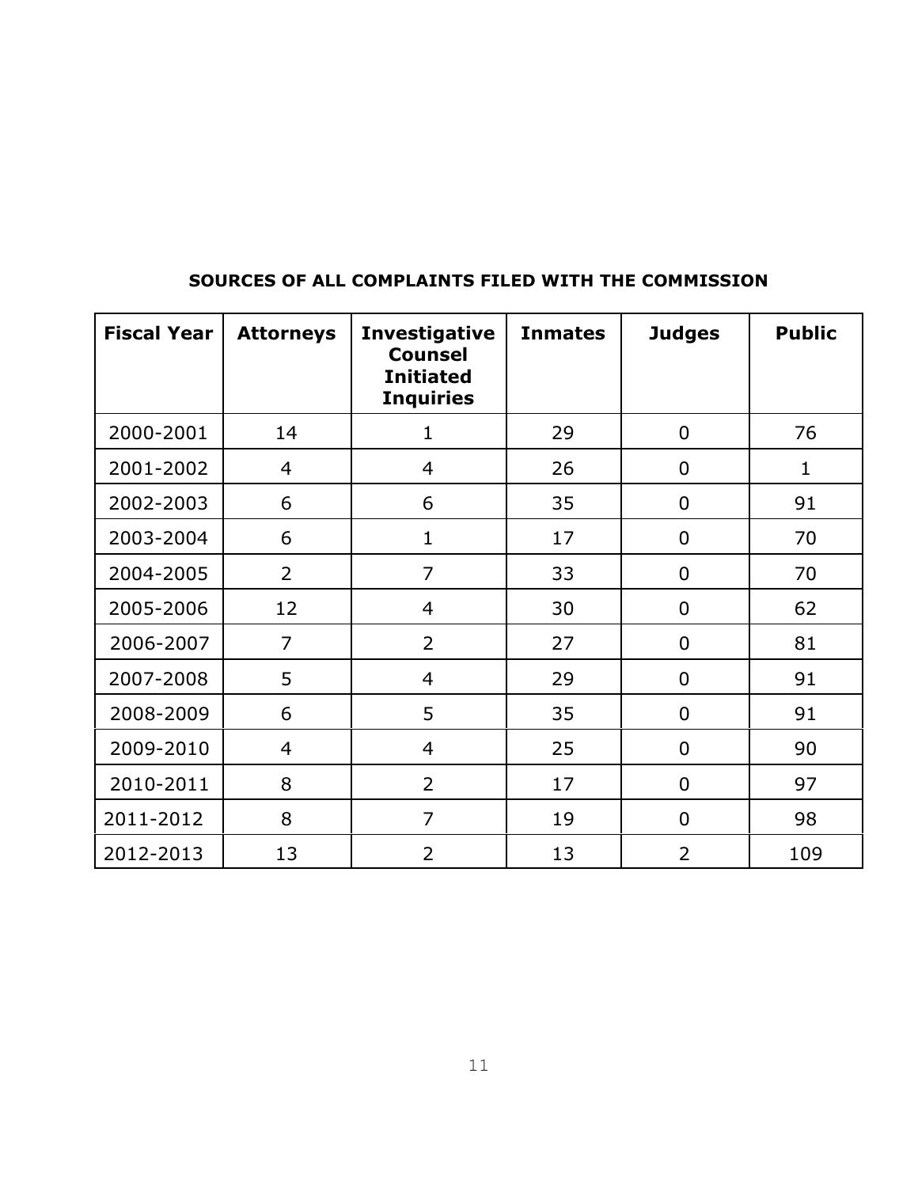**SOURCES OF ALL COMPLAINTS FILED WITH THE COMMISSION**

| Fiscal Year | Attorneys | Investigative Counsel Initiated Inquiries | Inmates | Judges | Public |
|---|---|---|---|---|---|
| 2000-2001 | 14 | 1 | 29 | 0 | 76 |
| 2001-2002 | 4 | 4 | 26 | 0 | 1 |
| 2002-2003 | 6 | 6 | 35 | 0 | 91 |
| 2003-2004 | 6 | 1 | 17 | 0 | 70 |
| 2004-2005 | 2 | 7 | 33 | 0 | 70 |
| 2005-2006 | 12 | 4 | 30 | 0 | 62 |
| 2006-2007 | 7 | 2 | 27 | 0 | 81 |
| 2007-2008 | 5 | 4 | 29 | 0 | 91 |
| 2008-2009 | 6 | 5 | 35 | 0 | 91 |
| 2009-2010 | 4 | 4 | 25 | 0 | 90 |
| 2010-2011 | 8 | 2 | 17 | 0 | 97 |
| 2011-2012 | 8 | 7 | 19 | 0 | 98 |
| 2012-2013 | 13 | 2 | 13 | 2 | 109 |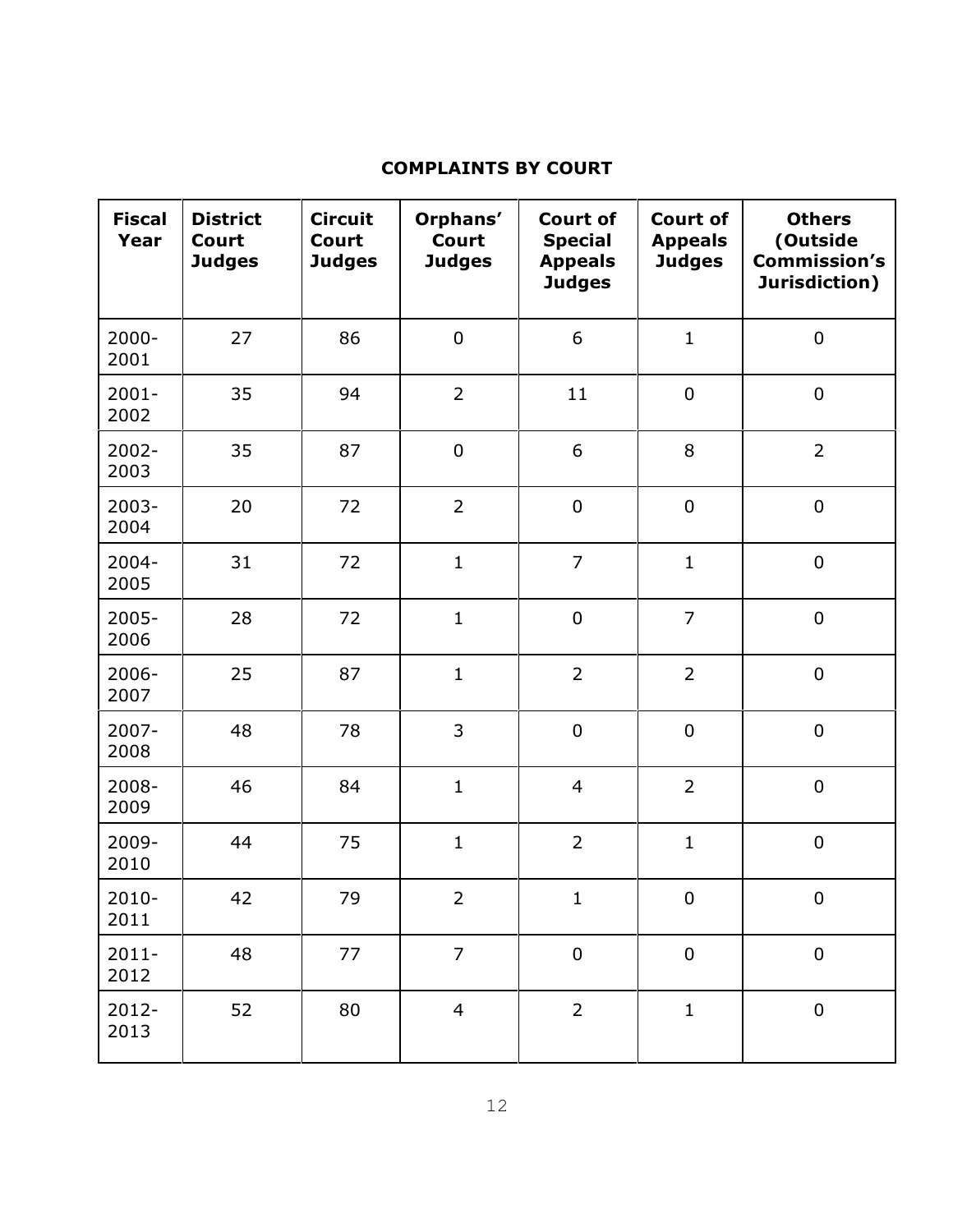## COMPLAINTS BY COURT

| Fiscal Year | District Court Judges | Circuit Court Judges | Orphans' Court Judges | Court of Special Appeals Judges | Court of Appeals Judges | Others (Outside Commission's Jurisdiction) |
|---|---|---|---|---|---|---|
| 2000-2001 | 27 | 86 | 0 | 6 | 1 | 0 |
| 2001-2002 | 35 | 94 | 2 | 11 | 0 | 0 |
| 2002-2003 | 35 | 87 | 0 | 6 | 8 | 2 |
| 2003-2004 | 20 | 72 | 2 | 0 | 0 | 0 |
| 2004-2005 | 31 | 72 | 1 | 7 | 1 | 0 |
| 2005-2006 | 28 | 72 | 1 | 0 | 7 | 0 |
| 2006-2007 | 25 | 87 | 1 | 2 | 2 | 0 |
| 2007-2008 | 48 | 78 | 3 | 0 | 0 | 0 |
| 2008-2009 | 46 | 84 | 1 | 4 | 2 | 0 |
| 2009-2010 | 44 | 75 | 1 | 2 | 1 | 0 |
| 2010-2011 | 42 | 79 | 2 | 1 | 0 | 0 |
| 2011-2012 | 48 | 77 | 7 | 0 | 0 | 0 |
| 2012-2013 | 52 | 80 | 4 | 2 | 1 | 0 |